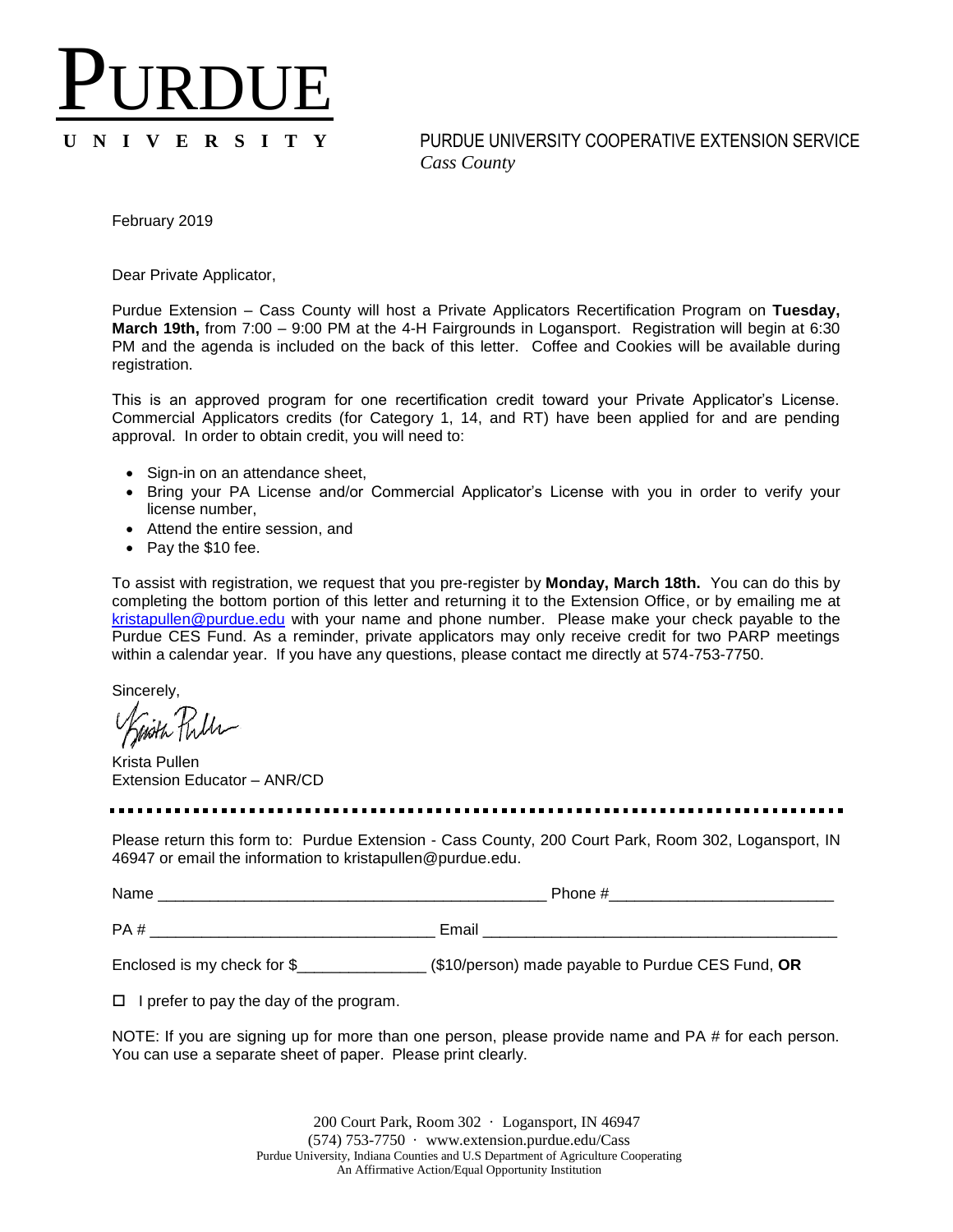# PURDUE UNIVERSITY

PURDUE UNIVERSITY COOPERATIVE EXTENSION SERVICE
*Cass County*

February 2019

Dear Private Applicator,

Purdue Extension – Cass County will host a Private Applicators Recertification Program on **Tuesday, March 19th,** from 7:00 – 9:00 PM at the 4-H Fairgrounds in Logansport. Registration will begin at 6:30 PM and the agenda is included on the back of this letter. Coffee and Cookies will be available during registration.

This is an approved program for one recertification credit toward your Private Applicator's License. Commercial Applicators credits (for Category 1, 14, and RT) have been applied for and are pending approval. In order to obtain credit, you will need to:

- Sign-in on an attendance sheet,
- Bring your PA License and/or Commercial Applicator's License with you in order to verify your license number,
- Attend the entire session, and
- Pay the $10 fee.

To assist with registration, we request that you pre-register by **Monday, March 18th.** You can do this by completing the bottom portion of this letter and returning it to the Extension Office, or by emailing me at kristapullen@purdue.edu with your name and phone number. Please make your check payable to the Purdue CES Fund. As a reminder, private applicators may only receive credit for two PARP meetings within a calendar year. If you have any questions, please contact me directly at 574-753-7750.

Sincerely,

Krista Pullen
Extension Educator – ANR/CD

---

Please return this form to: Purdue Extension - Cass County, 200 Court Park, Room 302, Logansport, IN 46947 or email the information to kristapullen@purdue.edu.

Name _____________________________________________ Phone #_________________________

PA # ________________________________ Email ________________________________________

Enclosed is my check for $______________ ($10/person) made payable to Purdue CES Fund, **OR**

☐ I prefer to pay the day of the program.

NOTE: If you are signing up for more than one person, please provide name and PA # for each person. You can use a separate sheet of paper. Please print clearly.

200 Court Park, Room 302 · Logansport, IN 46947
(574) 753-7750 · www.extension.purdue.edu/Cass
Purdue University, Indiana Counties and U.S Department of Agriculture Cooperating
An Affirmative Action/Equal Opportunity Institution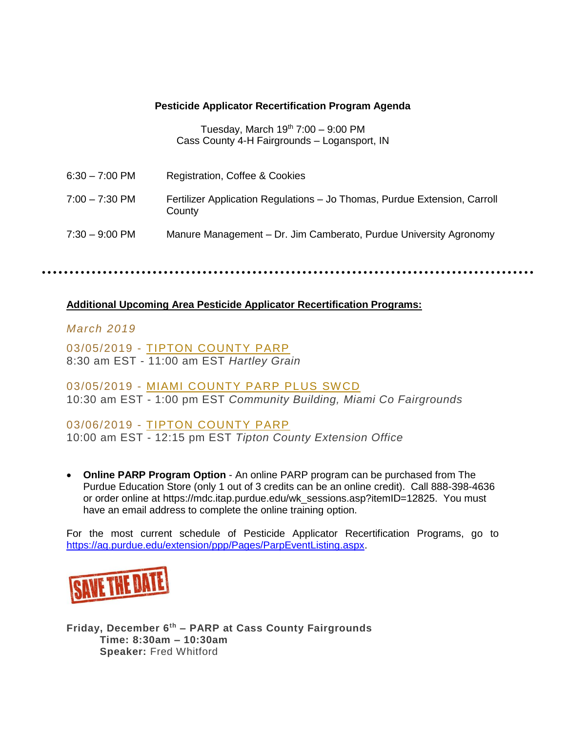**Pesticide Applicator Recertification Program Agenda**

Tuesday, March 19th 7:00 – 9:00 PM
Cass County 4-H Fairgrounds – Logansport, IN

| | |
|---|---|
| 6:30 – 7:00 PM | Registration, Coffee & Cookies |
| 7:00 – 7:30 PM | Fertilizer Application Regulations – Jo Thomas, Purdue Extension, Carroll County |
| 7:30 – 9:00 PM | Manure Management – Dr. Jim Camberato, Purdue University Agronomy |

---

**Additional Upcoming Area Pesticide Applicator Recertification Programs:**

*March 2019*

03/05/2019 - TIPTON COUNTY PARP
8:30 am EST - 11:00 am EST *Hartley Grain*

03/05/2019 - MIAMI COUNTY PARP PLUS SWCD
10:30 am EST - 1:00 pm EST *Community Building, Miami Co Fairgrounds*

03/06/2019 - TIPTON COUNTY PARP
10:00 am EST - 12:15 pm EST *Tipton County Extension Office*

- **Online PARP Program Option** - An online PARP program can be purchased from The Purdue Education Store (only 1 out of 3 credits can be an online credit). Call 888-398-4636 or order online at https://mdc.itap.purdue.edu/wk_sessions.asp?itemID=12825. You must have an email address to complete the online training option.

For the most current schedule of Pesticide Applicator Recertification Programs, go to https://ag.purdue.edu/extension/ppp/Pages/ParpEventListing.aspx.

SAVE THE DATE

**Friday, December 6th – PARP at Cass County Fairgrounds**
**Time: 8:30am – 10:30am**
**Speaker:** Fred Whitford